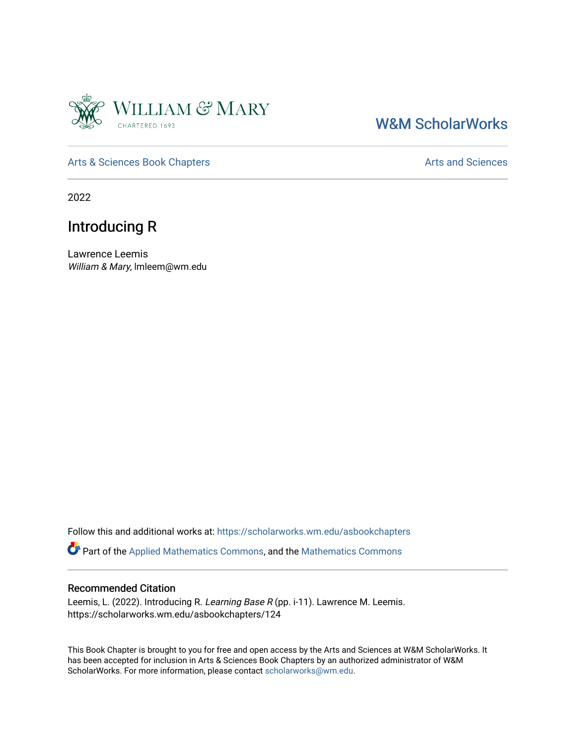William & Mary
CHARTERED 1693

W&M ScholarWorks

Arts & Sciences Book Chapters

Arts and Sciences

2022

# Introducing R

Lawrence Leemis
*William & Mary*, lmleem@wm.edu

Follow this and additional works at: https://scholarworks.wm.edu/asbookchapters

Part of the Applied Mathematics Commons, and the Mathematics Commons

## Recommended Citation

Leemis, L. (2022). Introducing R. *Learning Base R* (pp. i-11). Lawrence M. Leemis. https://scholarworks.wm.edu/asbookchapters/124

This Book Chapter is brought to you for free and open access by the Arts and Sciences at W&M ScholarWorks. It has been accepted for inclusion in Arts & Sciences Book Chapters by an authorized administrator of W&M ScholarWorks. For more information, please contact scholarworks@wm.edu.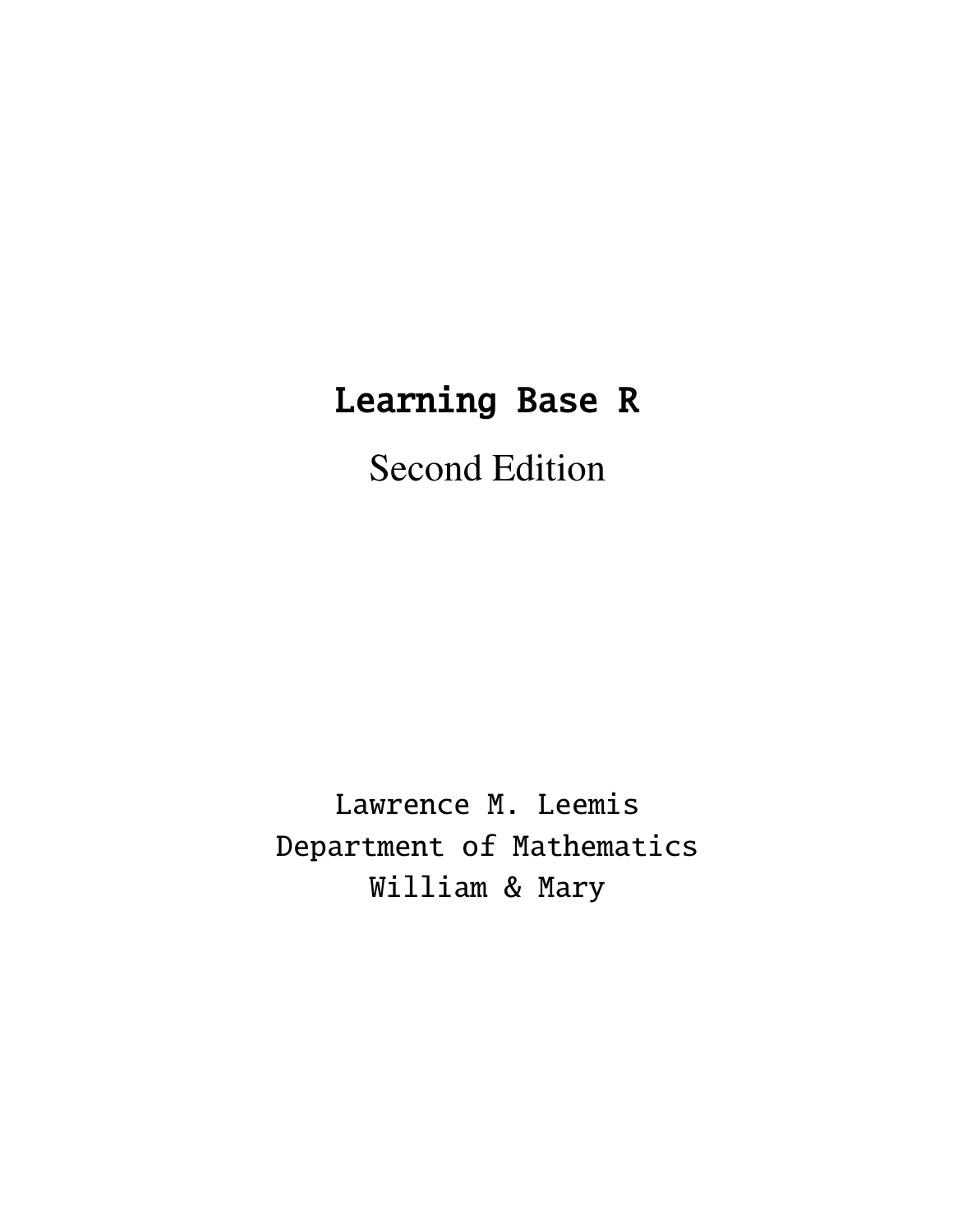# Learning Base R

Second Edition

Lawrence M. Leemis
Department of Mathematics
William & Mary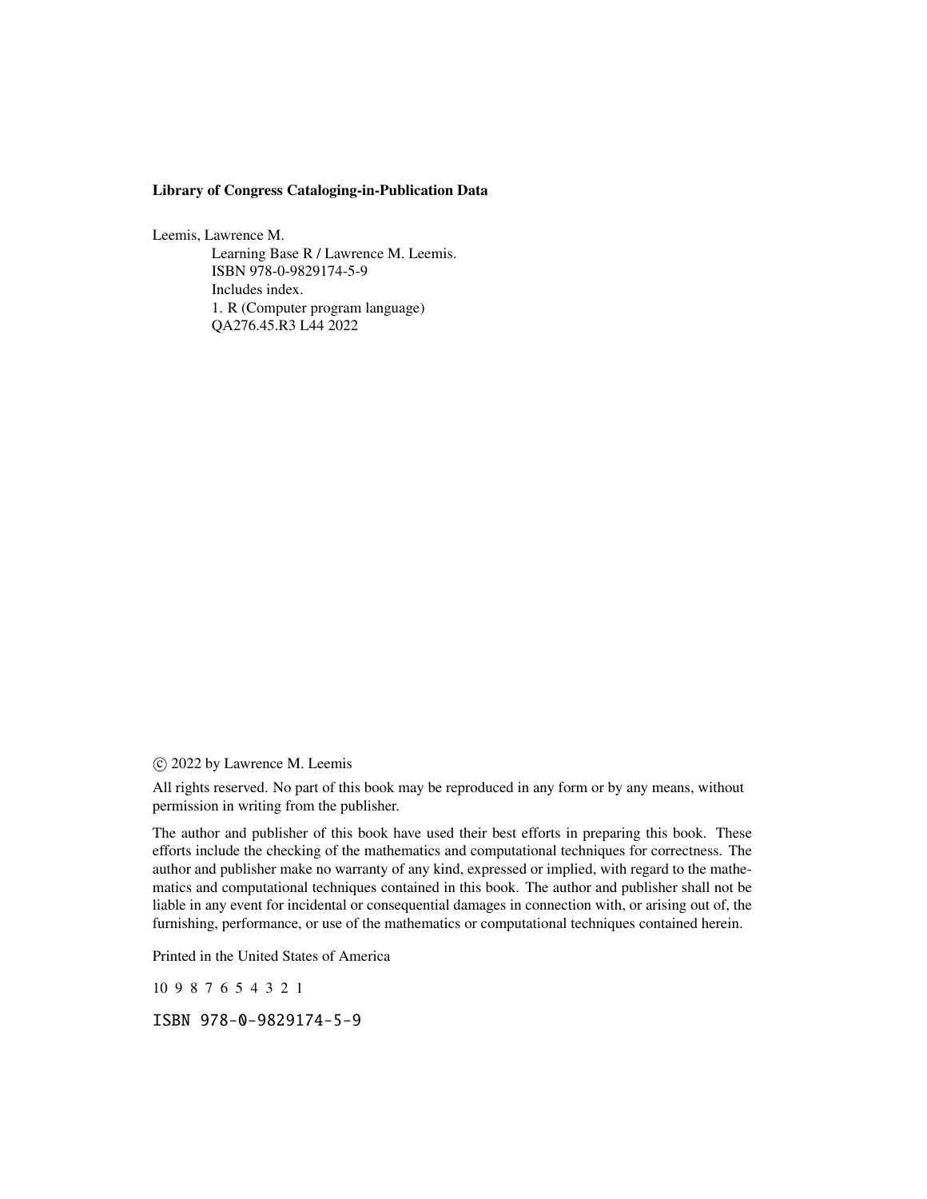**Library of Congress Cataloging-in-Publication Data**

Leemis, Lawrence M.

Learning Base R / Lawrence M. Leemis.
ISBN 978-0-9829174-5-9
Includes index.
1. R (Computer program language)
QA276.45.R3 L44 2022

© 2022 by Lawrence M. Leemis

All rights reserved. No part of this book may be reproduced in any form or by any means, without permission in writing from the publisher.

The author and publisher of this book have used their best efforts in preparing this book. These efforts include the checking of the mathematics and computational techniques for correctness. The author and publisher make no warranty of any kind, expressed or implied, with regard to the mathematics and computational techniques contained in this book. The author and publisher shall not be liable in any event for incidental or consequential damages in connection with, or arising out of, the furnishing, performance, or use of the mathematics or computational techniques contained herein.

Printed in the United States of America

10 9 8 7 6 5 4 3 2 1

ISBN 978-0-9829174-5-9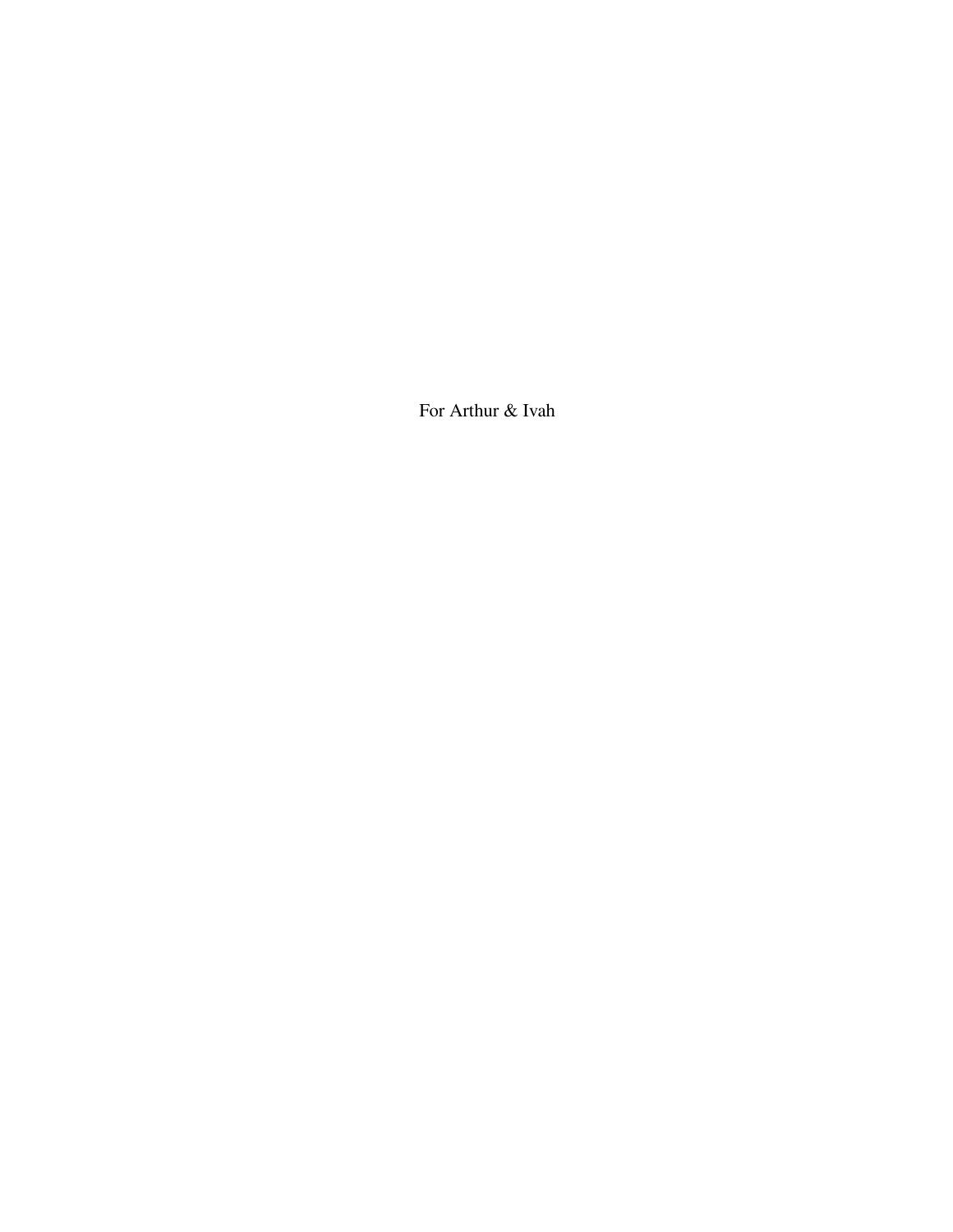For Arthur & Ivah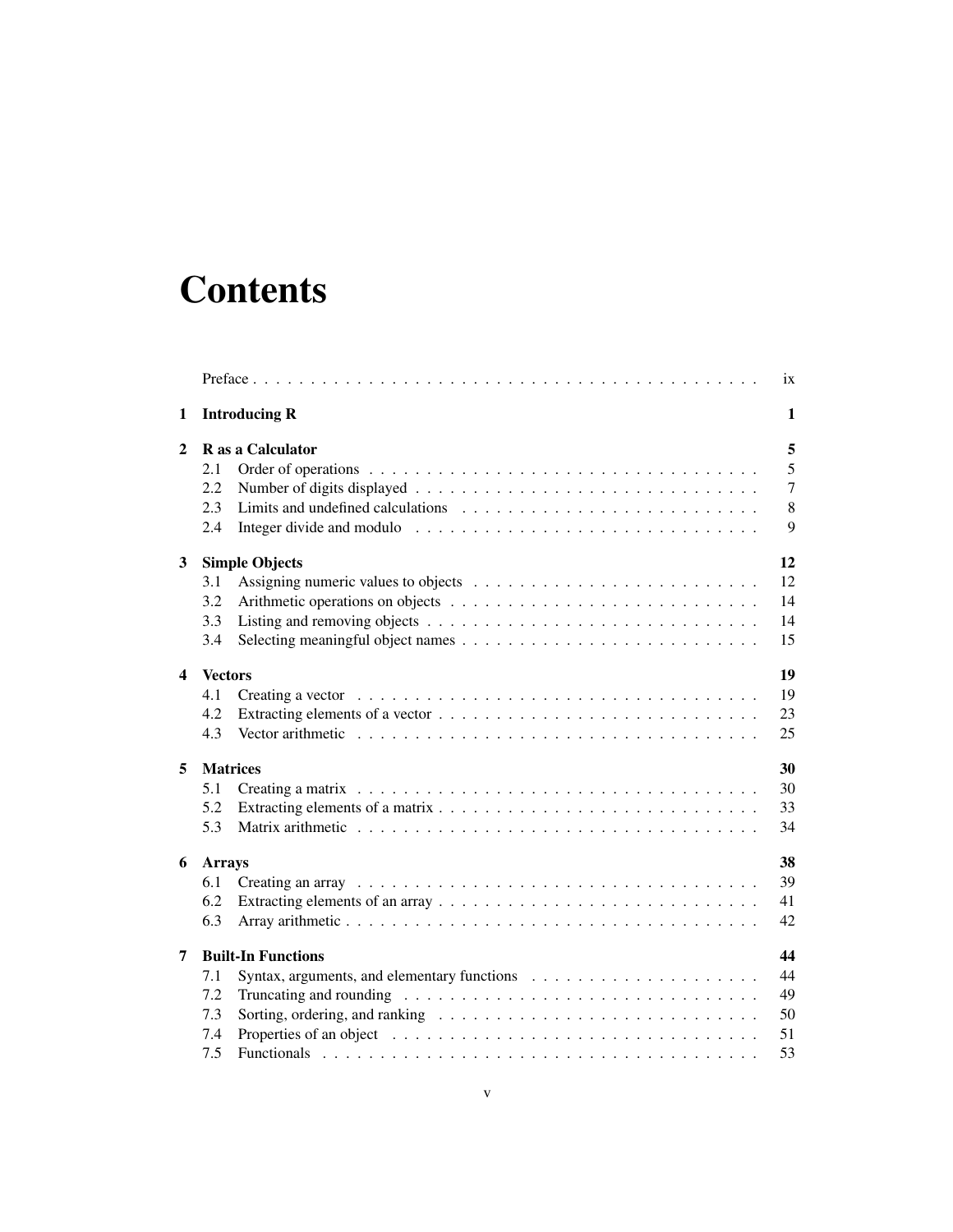# Contents

| | | |
|---|---|---|
| | Preface | ix |
| **1** | **Introducing R** | **1** |
| **2** | **R as a Calculator** | **5** |
| | 2.1 Order of operations | 5 |
| | 2.2 Number of digits displayed | 7 |
| | 2.3 Limits and undefined calculations | 8 |
| | 2.4 Integer divide and modulo | 9 |
| **3** | **Simple Objects** | **12** |
| | 3.1 Assigning numeric values to objects | 12 |
| | 3.2 Arithmetic operations on objects | 14 |
| | 3.3 Listing and removing objects | 14 |
| | 3.4 Selecting meaningful object names | 15 |
| **4** | **Vectors** | **19** |
| | 4.1 Creating a vector | 19 |
| | 4.2 Extracting elements of a vector | 23 |
| | 4.3 Vector arithmetic | 25 |
| **5** | **Matrices** | **30** |
| | 5.1 Creating a matrix | 30 |
| | 5.2 Extracting elements of a matrix | 33 |
| | 5.3 Matrix arithmetic | 34 |
| **6** | **Arrays** | **38** |
| | 6.1 Creating an array | 39 |
| | 6.2 Extracting elements of an array | 41 |
| | 6.3 Array arithmetic | 42 |
| **7** | **Built-In Functions** | **44** |
| | 7.1 Syntax, arguments, and elementary functions | 44 |
| | 7.2 Truncating and rounding | 49 |
| | 7.3 Sorting, ordering, and ranking | 50 |
| | 7.4 Properties of an object | 51 |
| | 7.5 Functionals | 53 |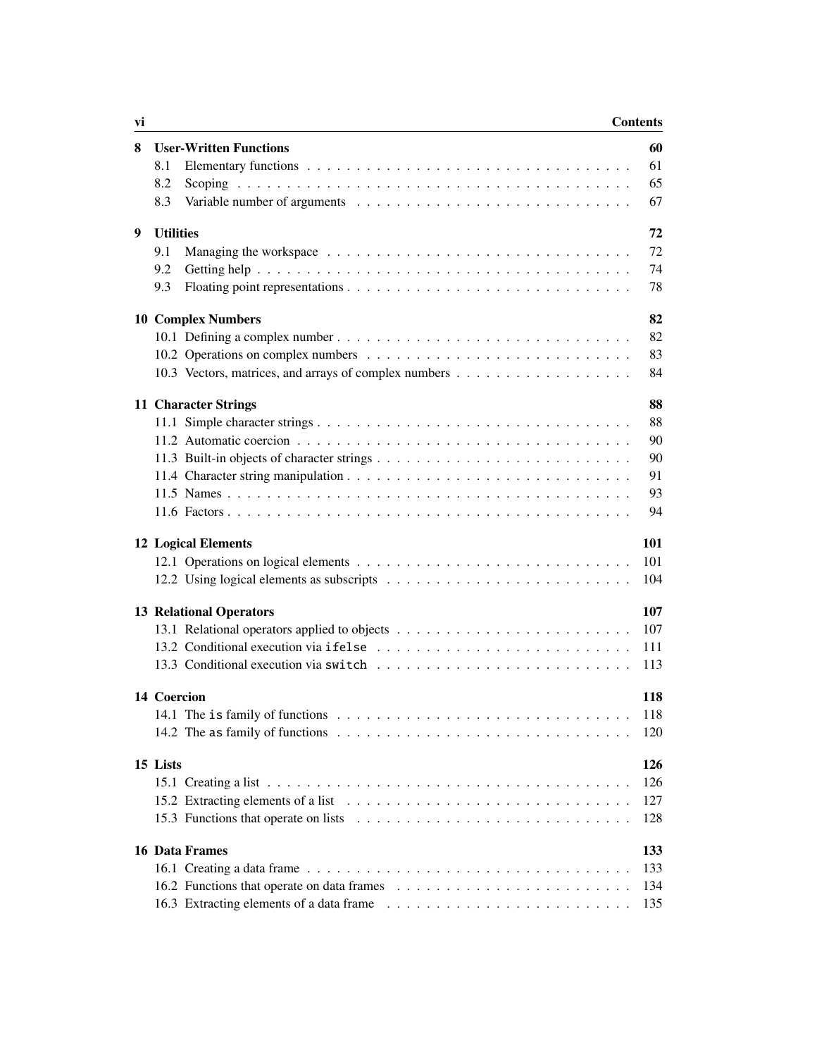**8 User-Written Functions** 60

- 8.1 Elementary functions . . . 61
- 8.2 Scoping . . . 65
- 8.3 Variable number of arguments . . . 67

**9 Utilities** 72

- 9.1 Managing the workspace . . . 72
- 9.2 Getting help . . . 74
- 9.3 Floating point representations . . . 78

**10 Complex Numbers** 82

- 10.1 Defining a complex number . . . 82
- 10.2 Operations on complex numbers . . . 83
- 10.3 Vectors, matrices, and arrays of complex numbers . . . 84

**11 Character Strings** 88

- 11.1 Simple character strings . . . 88
- 11.2 Automatic coercion . . . 90
- 11.3 Built-in objects of character strings . . . 90
- 11.4 Character string manipulation . . . 91
- 11.5 Names . . . 93
- 11.6 Factors . . . 94

**12 Logical Elements** 101

- 12.1 Operations on logical elements . . . 101
- 12.2 Using logical elements as subscripts . . . 104

**13 Relational Operators** 107

- 13.1 Relational operators applied to objects . . . 107
- 13.2 Conditional execution via `ifelse` . . . 111
- 13.3 Conditional execution via `switch` . . . 113

**14 Coercion** 118

- 14.1 The `is` family of functions . . . 118
- 14.2 The `as` family of functions . . . 120

**15 Lists** 126

- 15.1 Creating a list . . . 126
- 15.2 Extracting elements of a list . . . 127
- 15.3 Functions that operate on lists . . . 128

**16 Data Frames** 133

- 16.1 Creating a data frame . . . 133
- 16.2 Functions that operate on data frames . . . 134
- 16.3 Extracting elements of a data frame . . . 135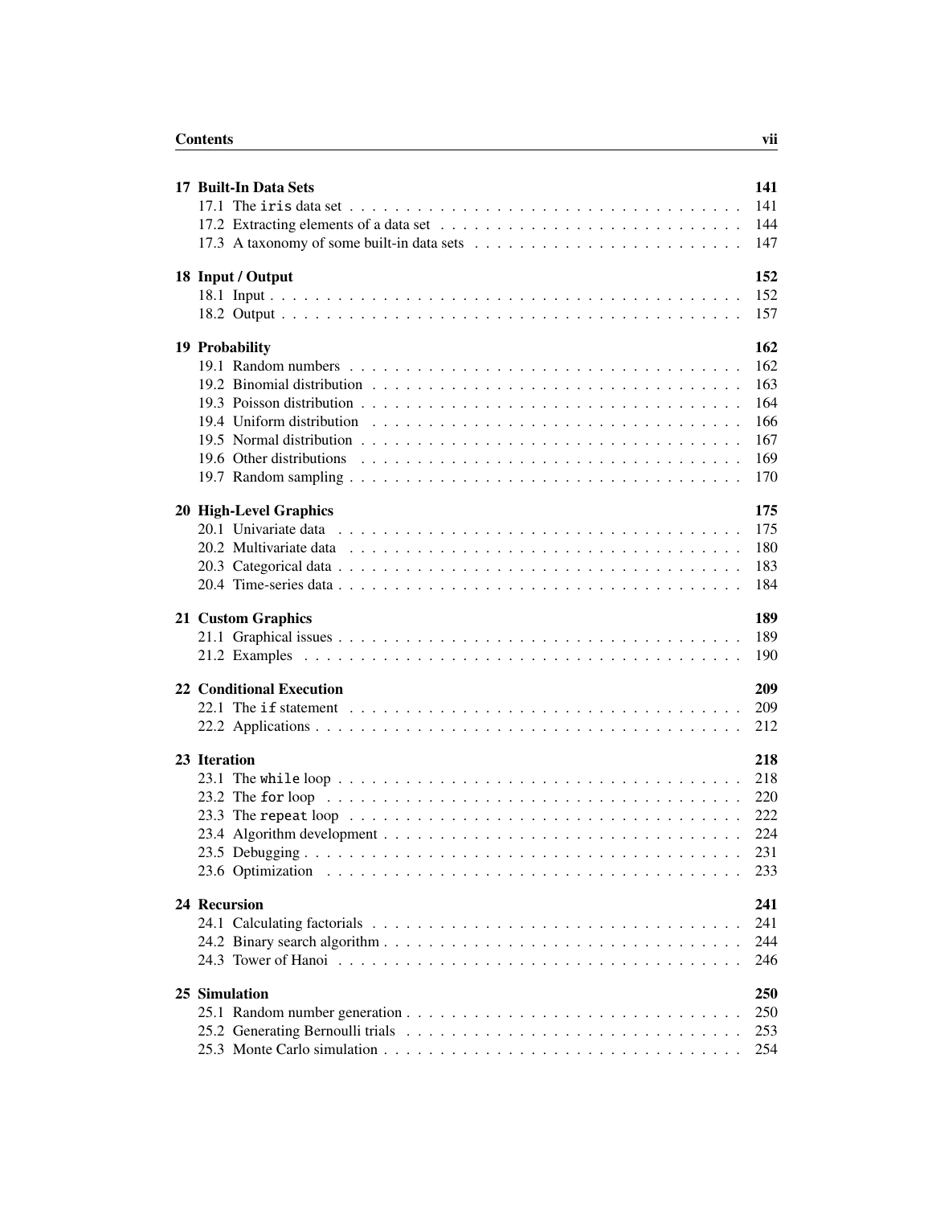**17 Built-In Data Sets** 141
- 17.1 The `iris` data set 141
- 17.2 Extracting elements of a data set 144
- 17.3 A taxonomy of some built-in data sets 147

**18 Input / Output** 152
- 18.1 Input 152
- 18.2 Output 157

**19 Probability** 162
- 19.1 Random numbers 162
- 19.2 Binomial distribution 163
- 19.3 Poisson distribution 164
- 19.4 Uniform distribution 166
- 19.5 Normal distribution 167
- 19.6 Other distributions 169
- 19.7 Random sampling 170

**20 High-Level Graphics** 175
- 20.1 Univariate data 175
- 20.2 Multivariate data 180
- 20.3 Categorical data 183
- 20.4 Time-series data 184

**21 Custom Graphics** 189
- 21.1 Graphical issues 189
- 21.2 Examples 190

**22 Conditional Execution** 209
- 22.1 The `if` statement 209
- 22.2 Applications 212

**23 Iteration** 218
- 23.1 The `while` loop 218
- 23.2 The `for` loop 220
- 23.3 The `repeat` loop 222
- 23.4 Algorithm development 224
- 23.5 Debugging 231
- 23.6 Optimization 233

**24 Recursion** 241
- 24.1 Calculating factorials 241
- 24.2 Binary search algorithm 244
- 24.3 Tower of Hanoi 246

**25 Simulation** 250
- 25.1 Random number generation 250
- 25.2 Generating Bernoulli trials 253
- 25.3 Monte Carlo simulation 254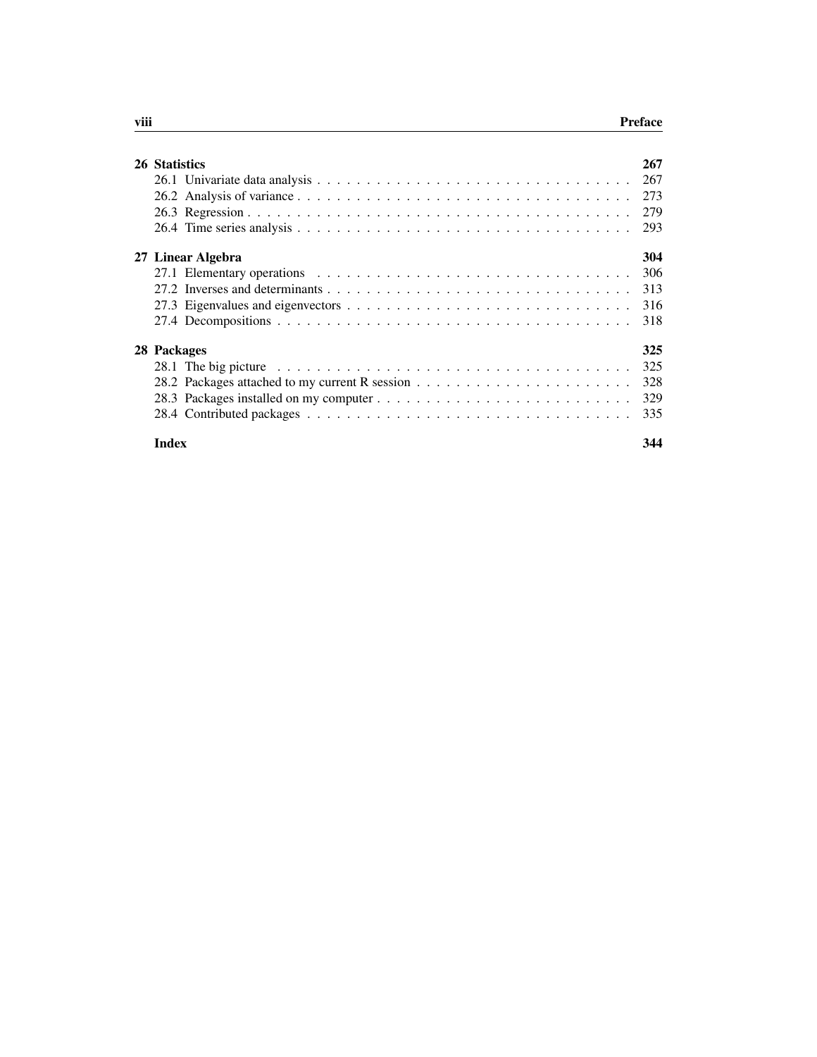**26 Statistics** 267

- 26.1 Univariate data analysis . . . . . . . . . . . . . . . . . . . . . . . . . . . . . . . . 267
- 26.2 Analysis of variance . . . . . . . . . . . . . . . . . . . . . . . . . . . . . . . . 273
- 26.3 Regression . . . . . . . . . . . . . . . . . . . . . . . . . . . . . . . . 279
- 26.4 Time series analysis . . . . . . . . . . . . . . . . . . . . . . . . . . . . . . . . 293

**27 Linear Algebra** 304

- 27.1 Elementary operations . . . . . . . . . . . . . . . . . . . . . . . . . . . . . . . . 306
- 27.2 Inverses and determinants . . . . . . . . . . . . . . . . . . . . . . . . . . . . . . . . 313
- 27.3 Eigenvalues and eigenvectors . . . . . . . . . . . . . . . . . . . . . . . . . . . . . . . . 316
- 27.4 Decompositions . . . . . . . . . . . . . . . . . . . . . . . . . . . . . . . . 318

**28 Packages** 325

- 28.1 The big picture . . . . . . . . . . . . . . . . . . . . . . . . . . . . . . . . 325
- 28.2 Packages attached to my current R session . . . . . . . . . . . . . . . . . . . . . . 328
- 28.3 Packages installed on my computer . . . . . . . . . . . . . . . . . . . . . . . . . . 329
- 28.4 Contributed packages . . . . . . . . . . . . . . . . . . . . . . . . . . . . . . . . 335

**Index** 344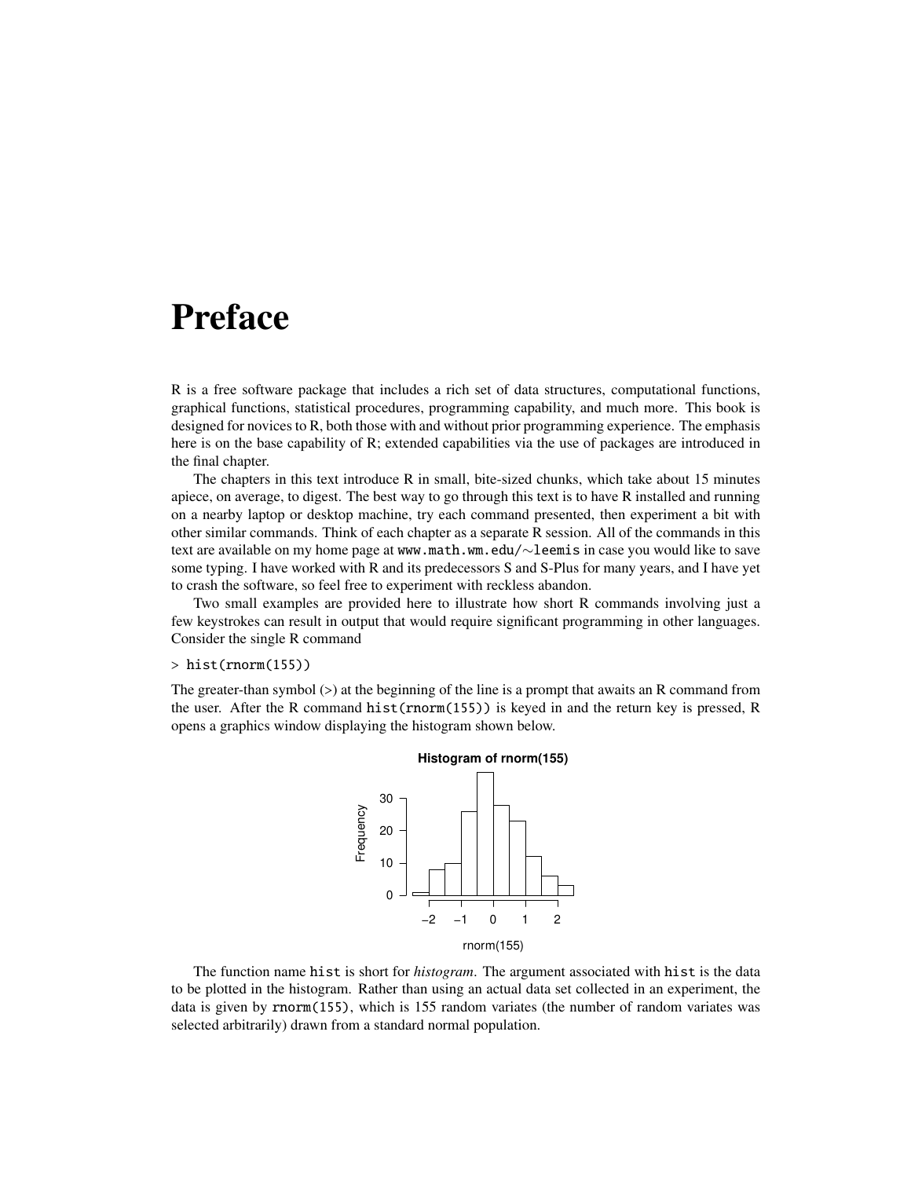# Preface

R is a free software package that includes a rich set of data structures, computational functions, graphical functions, statistical procedures, programming capability, and much more. This book is designed for novices to R, both those with and without prior programming experience. The emphasis here is on the base capability of R; extended capabilities via the use of packages are introduced in the final chapter.

The chapters in this text introduce R in small, bite-sized chunks, which take about 15 minutes apiece, on average, to digest. The best way to go through this text is to have R installed and running on a nearby laptop or desktop machine, try each command presented, then experiment a bit with other similar commands. Think of each chapter as a separate R session. All of the commands in this text are available on my home page at `www.math.wm.edu/∼leemis` in case you would like to save some typing. I have worked with R and its predecessors S and S-Plus for many years, and I have yet to crash the software, so feel free to experiment with reckless abandon.

Two small examples are provided here to illustrate how short R commands involving just a few keystrokes can result in output that would require significant programming in other languages. Consider the single R command

```
> hist(rnorm(155))
```

The greater-than symbol (>) at the beginning of the line is a prompt that awaits an R command from the user. After the R command `hist(rnorm(155))` is keyed in and the return key is pressed, R opens a graphics window displaying the histogram shown below.

The function name `hist` is short for *histogram*. The argument associated with `hist` is the data to be plotted in the histogram. Rather than using an actual data set collected in an experiment, the data is given by `rnorm(155)`, which is 155 random variates (the number of random variates was selected arbitrarily) drawn from a standard normal population.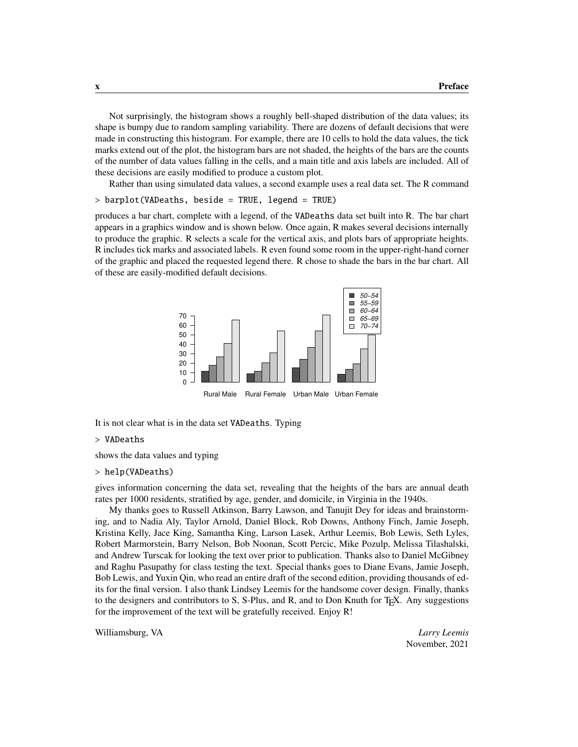Not surprisingly, the histogram shows a roughly bell-shaped distribution of the data values; its shape is bumpy due to random sampling variability. There are dozens of default decisions that were made in constructing this histogram. For example, there are 10 cells to hold the data values, the tick marks extend out of the plot, the histogram bars are not shaded, the heights of the bars are the counts of the number of data values falling in the cells, and a main title and axis labels are included. All of these decisions are easily modified to produce a custom plot.

Rather than using simulated data values, a second example uses a real data set. The R command

```
> barplot(VADeaths, beside = TRUE, legend = TRUE)
```

produces a bar chart, complete with a legend, of the VADeaths data set built into R. The bar chart appears in a graphics window and is shown below. Once again, R makes several decisions internally to produce the graphic. R selects a scale for the vertical axis, and plots bars of appropriate heights. R includes tick marks and associated labels. R even found some room in the upper-right-hand corner of the graphic and placed the requested legend there. R chose to shade the bars in the bar chart. All of these are easily-modified default decisions.

It is not clear what is in the data set VADeaths. Typing

```
> VADeaths
```

shows the data values and typing

```
> help(VADeaths)
```

gives information concerning the data set, revealing that the heights of the bars are annual death rates per 1000 residents, stratified by age, gender, and domicile, in Virginia in the 1940s.

My thanks goes to Russell Atkinson, Barry Lawson, and Tanujit Dey for ideas and brainstorming, and to Nadia Aly, Taylor Arnold, Daniel Block, Rob Downs, Anthony Finch, Jamie Joseph, Kristina Kelly, Jace King, Samantha King, Larson Lasek, Arthur Leemis, Bob Lewis, Seth Lyles, Robert Marmorstein, Barry Nelson, Bob Noonan, Scott Percic, Mike Pozulp, Melissa Tilashalski, and Andrew Turscak for looking the text over prior to publication. Thanks also to Daniel McGibney and Raghu Pasupathy for class testing the text. Special thanks goes to Diane Evans, Jamie Joseph, Bob Lewis, and Yuxin Qin, who read an entire draft of the second edition, providing thousands of edits for the final version. I also thank Lindsey Leemis for the handsome cover design. Finally, thanks to the designers and contributors to S, S-Plus, and R, and to Don Knuth for TEX. Any suggestions for the improvement of the text will be gratefully received. Enjoy R!

Williamsburg, VA

*Larry Leemis*
November, 2021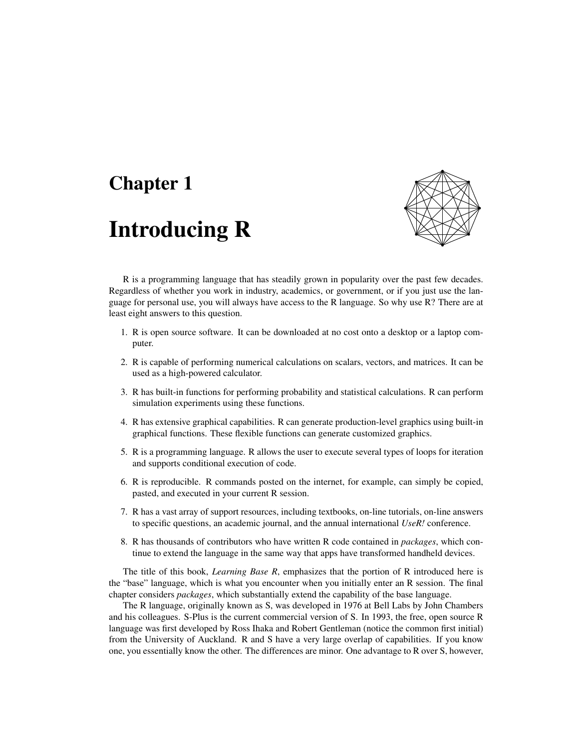# Chapter 1

# Introducing R

R is a programming language that has steadily grown in popularity over the past few decades. Regardless of whether you work in industry, academics, or government, or if you just use the language for personal use, you will always have access to the R language. So why use R? There are at least eight answers to this question.

1. R is open source software. It can be downloaded at no cost onto a desktop or a laptop computer.
2. R is capable of performing numerical calculations on scalars, vectors, and matrices. It can be used as a high-powered calculator.
3. R has built-in functions for performing probability and statistical calculations. R can perform simulation experiments using these functions.
4. R has extensive graphical capabilities. R can generate production-level graphics using built-in graphical functions. These flexible functions can generate customized graphics.
5. R is a programming language. R allows the user to execute several types of loops for iteration and supports conditional execution of code.
6. R is reproducible. R commands posted on the internet, for example, can simply be copied, pasted, and executed in your current R session.
7. R has a vast array of support resources, including textbooks, on-line tutorials, on-line answers to specific questions, an academic journal, and the annual international *UseR!* conference.
8. R has thousands of contributors who have written R code contained in *packages*, which continue to extend the language in the same way that apps have transformed handheld devices.

The title of this book, *Learning Base R*, emphasizes that the portion of R introduced here is the "base" language, which is what you encounter when you initially enter an R session. The final chapter considers *packages*, which substantially extend the capability of the base language.

The R language, originally known as S, was developed in 1976 at Bell Labs by John Chambers and his colleagues. S-Plus is the current commercial version of S. In 1993, the free, open source R language was first developed by Ross Ihaka and Robert Gentleman (notice the common first initial) from the University of Auckland. R and S have a very large overlap of capabilities. If you know one, you essentially know the other. The differences are minor. One advantage to R over S, however,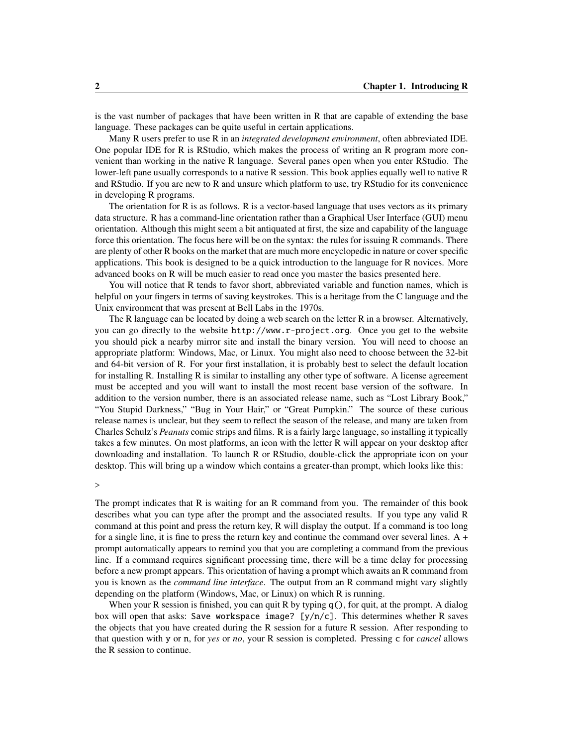is the vast number of packages that have been written in R that are capable of extending the base language. These packages can be quite useful in certain applications.

Many R users prefer to use R in an *integrated development environment*, often abbreviated IDE. One popular IDE for R is RStudio, which makes the process of writing an R program more convenient than working in the native R language. Several panes open when you enter RStudio. The lower-left pane usually corresponds to a native R session. This book applies equally well to native R and RStudio. If you are new to R and unsure which platform to use, try RStudio for its convenience in developing R programs.

The orientation for R is as follows. R is a vector-based language that uses vectors as its primary data structure. R has a command-line orientation rather than a Graphical User Interface (GUI) menu orientation. Although this might seem a bit antiquated at first, the size and capability of the language force this orientation. The focus here will be on the syntax: the rules for issuing R commands. There are plenty of other R books on the market that are much more encyclopedic in nature or cover specific applications. This book is designed to be a quick introduction to the language for R novices. More advanced books on R will be much easier to read once you master the basics presented here.

You will notice that R tends to favor short, abbreviated variable and function names, which is helpful on your fingers in terms of saving keystrokes. This is a heritage from the C language and the Unix environment that was present at Bell Labs in the 1970s.

The R language can be located by doing a web search on the letter R in a browser. Alternatively, you can go directly to the website `http://www.r-project.org`. Once you get to the website you should pick a nearby mirror site and install the binary version. You will need to choose an appropriate platform: Windows, Mac, or Linux. You might also need to choose between the 32-bit and 64-bit version of R. For your first installation, it is probably best to select the default location for installing R. Installing R is similar to installing any other type of software. A license agreement must be accepted and you will want to install the most recent base version of the software. In addition to the version number, there is an associated release name, such as "Lost Library Book," "You Stupid Darkness," "Bug in Your Hair," or "Great Pumpkin." The source of these curious release names is unclear, but they seem to reflect the season of the release, and many are taken from Charles Schulz's *Peanuts* comic strips and films. R is a fairly large language, so installing it typically takes a few minutes. On most platforms, an icon with the letter R will appear on your desktop after downloading and installation. To launch R or RStudio, double-click the appropriate icon on your desktop. This will bring up a window which contains a greater-than prompt, which looks like this:

```
>
```

The prompt indicates that R is waiting for an R command from you. The remainder of this book describes what you can type after the prompt and the associated results. If you type any valid R command at this point and press the return key, R will display the output. If a command is too long for a single line, it is fine to press the return key and continue the command over several lines. A `+` prompt automatically appears to remind you that you are completing a command from the previous line. If a command requires significant processing time, there will be a time delay for processing before a new prompt appears. This orientation of having a prompt which awaits an R command from you is known as the *command line interface*. The output from an R command might vary slightly depending on the platform (Windows, Mac, or Linux) on which R is running.

When your R session is finished, you can quit R by typing `q()`, for quit, at the prompt. A dialog box will open that asks: `Save workspace image? [y/n/c]`. This determines whether R saves the objects that you have created during the R session for a future R session. After responding to that question with `y` or `n`, for *yes* or *no*, your R session is completed. Pressing `c` for *cancel* allows the R session to continue.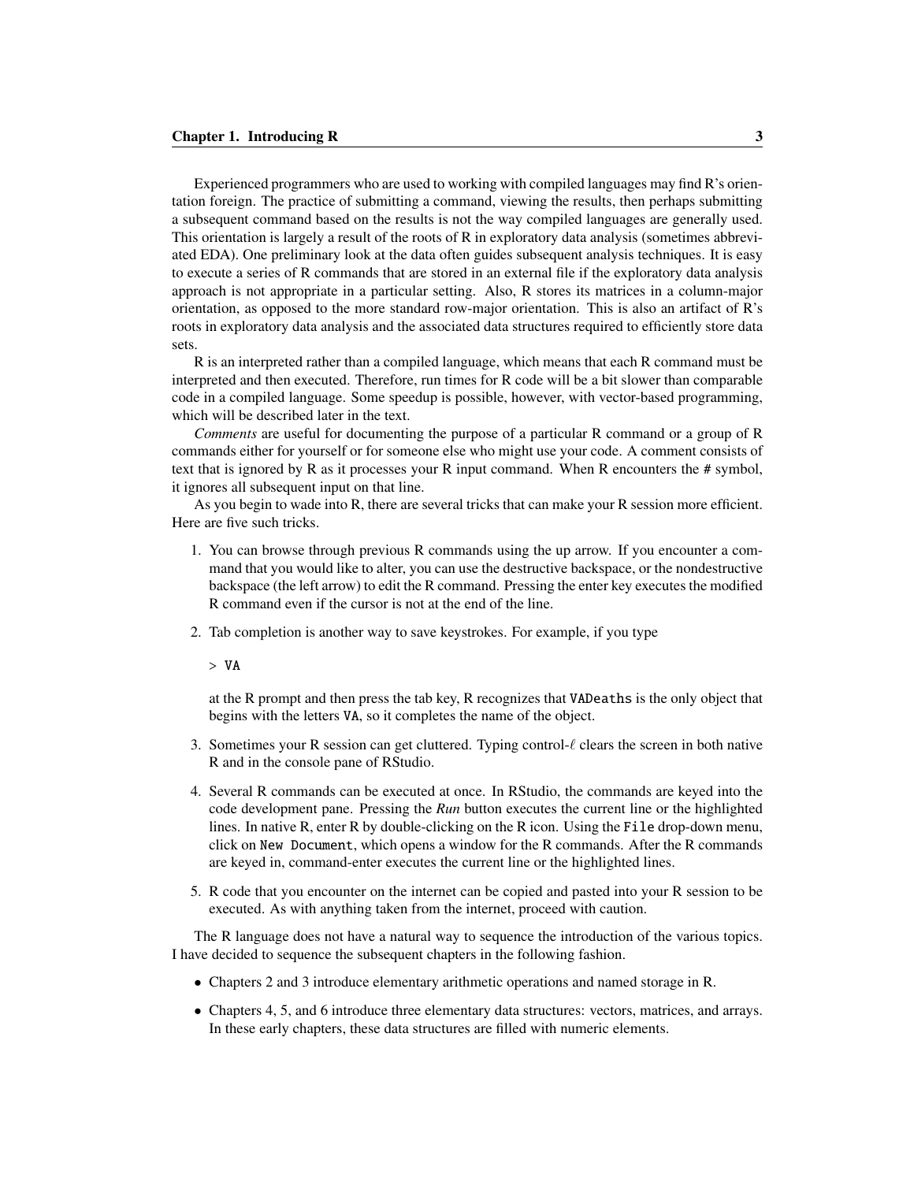Experienced programmers who are used to working with compiled languages may find R's orientation foreign. The practice of submitting a command, viewing the results, then perhaps submitting a subsequent command based on the results is not the way compiled languages are generally used. This orientation is largely a result of the roots of R in exploratory data analysis (sometimes abbreviated EDA). One preliminary look at the data often guides subsequent analysis techniques. It is easy to execute a series of R commands that are stored in an external file if the exploratory data analysis approach is not appropriate in a particular setting. Also, R stores its matrices in a column-major orientation, as opposed to the more standard row-major orientation. This is also an artifact of R's roots in exploratory data analysis and the associated data structures required to efficiently store data sets.

R is an interpreted rather than a compiled language, which means that each R command must be interpreted and then executed. Therefore, run times for R code will be a bit slower than comparable code in a compiled language. Some speedup is possible, however, with vector-based programming, which will be described later in the text.

*Comments* are useful for documenting the purpose of a particular R command or a group of R commands either for yourself or for someone else who might use your code. A comment consists of text that is ignored by R as it processes your R input command. When R encounters the `#` symbol, it ignores all subsequent input on that line.

As you begin to wade into R, there are several tricks that can make your R session more efficient. Here are five such tricks.

1. You can browse through previous R commands using the up arrow. If you encounter a command that you would like to alter, you can use the destructive backspace, or the nondestructive backspace (the left arrow) to edit the R command. Pressing the enter key executes the modified R command even if the cursor is not at the end of the line.

2. Tab completion is another way to save keystrokes. For example, if you type

   ```
   > VA
   ```

   at the R prompt and then press the tab key, R recognizes that `VADeaths` is the only object that begins with the letters `VA`, so it completes the name of the object.

3. Sometimes your R session can get cluttered. Typing control-$\ell$ clears the screen in both native R and in the console pane of RStudio.

4. Several R commands can be executed at once. In RStudio, the commands are keyed into the code development pane. Pressing the *Run* button executes the current line or the highlighted lines. In native R, enter R by double-clicking on the R icon. Using the `File` drop-down menu, click on `New Document`, which opens a window for the R commands. After the R commands are keyed in, command-enter executes the current line or the highlighted lines.

5. R code that you encounter on the internet can be copied and pasted into your R session to be executed. As with anything taken from the internet, proceed with caution.

The R language does not have a natural way to sequence the introduction of the various topics. I have decided to sequence the subsequent chapters in the following fashion.

- Chapters 2 and 3 introduce elementary arithmetic operations and named storage in R.
- Chapters 4, 5, and 6 introduce three elementary data structures: vectors, matrices, and arrays. In these early chapters, these data structures are filled with numeric elements.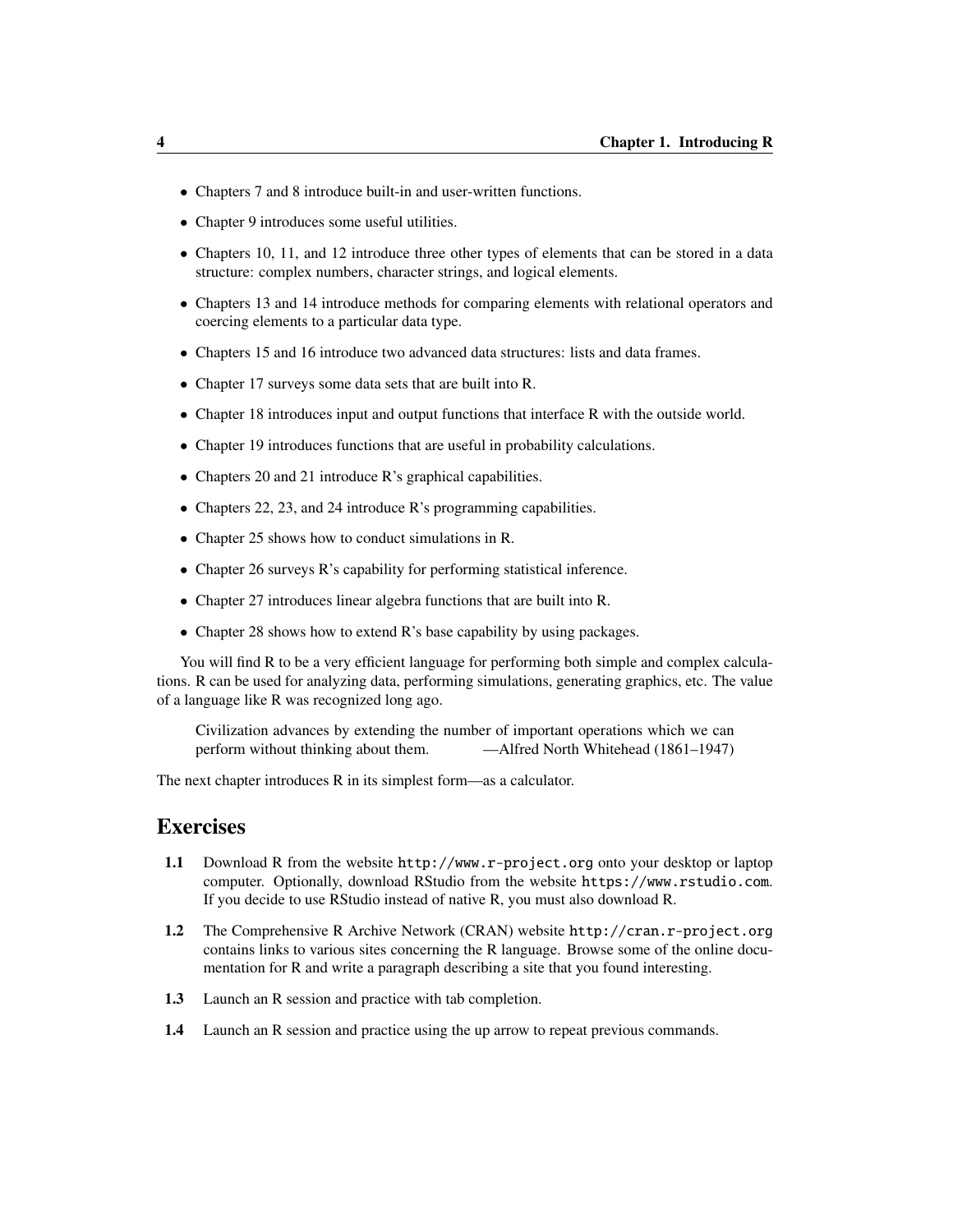- Chapters 7 and 8 introduce built-in and user-written functions.
- Chapter 9 introduces some useful utilities.
- Chapters 10, 11, and 12 introduce three other types of elements that can be stored in a data structure: complex numbers, character strings, and logical elements.
- Chapters 13 and 14 introduce methods for comparing elements with relational operators and coercing elements to a particular data type.
- Chapters 15 and 16 introduce two advanced data structures: lists and data frames.
- Chapter 17 surveys some data sets that are built into R.
- Chapter 18 introduces input and output functions that interface R with the outside world.
- Chapter 19 introduces functions that are useful in probability calculations.
- Chapters 20 and 21 introduce R's graphical capabilities.
- Chapters 22, 23, and 24 introduce R's programming capabilities.
- Chapter 25 shows how to conduct simulations in R.
- Chapter 26 surveys R's capability for performing statistical inference.
- Chapter 27 introduces linear algebra functions that are built into R.
- Chapter 28 shows how to extend R's base capability by using packages.

You will find R to be a very efficient language for performing both simple and complex calculations. R can be used for analyzing data, performing simulations, generating graphics, etc. The value of a language like R was recognized long ago.

> Civilization advances by extending the number of important operations which we can perform without thinking about them. —Alfred North Whitehead (1861–1947)

The next chapter introduces R in its simplest form—as a calculator.

## Exercises

**1.1** Download R from the website `http://www.r-project.org` onto your desktop or laptop computer. Optionally, download RStudio from the website `https://www.rstudio.com`. If you decide to use RStudio instead of native R, you must also download R.

**1.2** The Comprehensive R Archive Network (CRAN) website `http://cran.r-project.org` contains links to various sites concerning the R language. Browse some of the online documentation for R and write a paragraph describing a site that you found interesting.

**1.3** Launch an R session and practice with tab completion.

**1.4** Launch an R session and practice using the up arrow to repeat previous commands.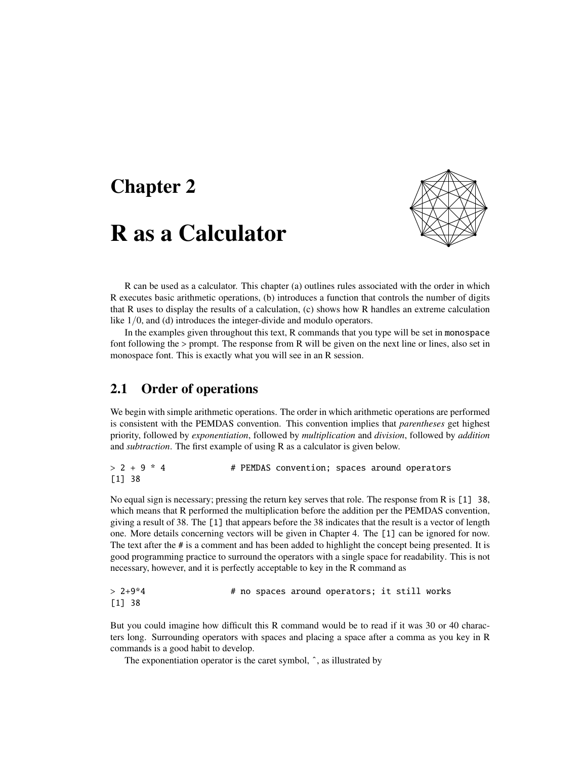# Chapter 2

# R as a Calculator

R can be used as a calculator. This chapter (a) outlines rules associated with the order in which R executes basic arithmetic operations, (b) introduces a function that controls the number of digits that R uses to display the results of a calculation, (c) shows how R handles an extreme calculation like $1/0$, and (d) introduces the integer-divide and modulo operators.

In the examples given throughout this text, R commands that you type will be set in `monospace` font following the > prompt. The response from R will be given on the next line or lines, also set in monospace font. This is exactly what you will see in an R session.

## 2.1 Order of operations

We begin with simple arithmetic operations. The order in which arithmetic operations are performed is consistent with the PEMDAS convention. This convention implies that *parentheses* get highest priority, followed by *exponentiation*, followed by *multiplication* and *division*, followed by *addition* and *subtraction*. The first example of using R as a calculator is given below.

```
> 2 + 9 * 4              # PEMDAS convention; spaces around operators
[1] 38
```

No equal sign is necessary; pressing the return key serves that role. The response from R is `[1] 38`, which means that R performed the multiplication before the addition per the PEMDAS convention, giving a result of 38. The `[1]` that appears before the 38 indicates that the result is a vector of length one. More details concerning vectors will be given in Chapter 4. The `[1]` can be ignored for now. The text after the `#` is a comment and has been added to highlight the concept being presented. It is good programming practice to surround the operators with a single space for readability. This is not necessary, however, and it is perfectly acceptable to key in the R command as

```
> 2+9*4                  # no spaces around operators; it still works
[1] 38
```

But you could imagine how difficult this R command would be to read if it was 30 or 40 characters long. Surrounding operators with spaces and placing a space after a comma as you key in R commands is a good habit to develop.

The exponentiation operator is the caret symbol, ^, as illustrated by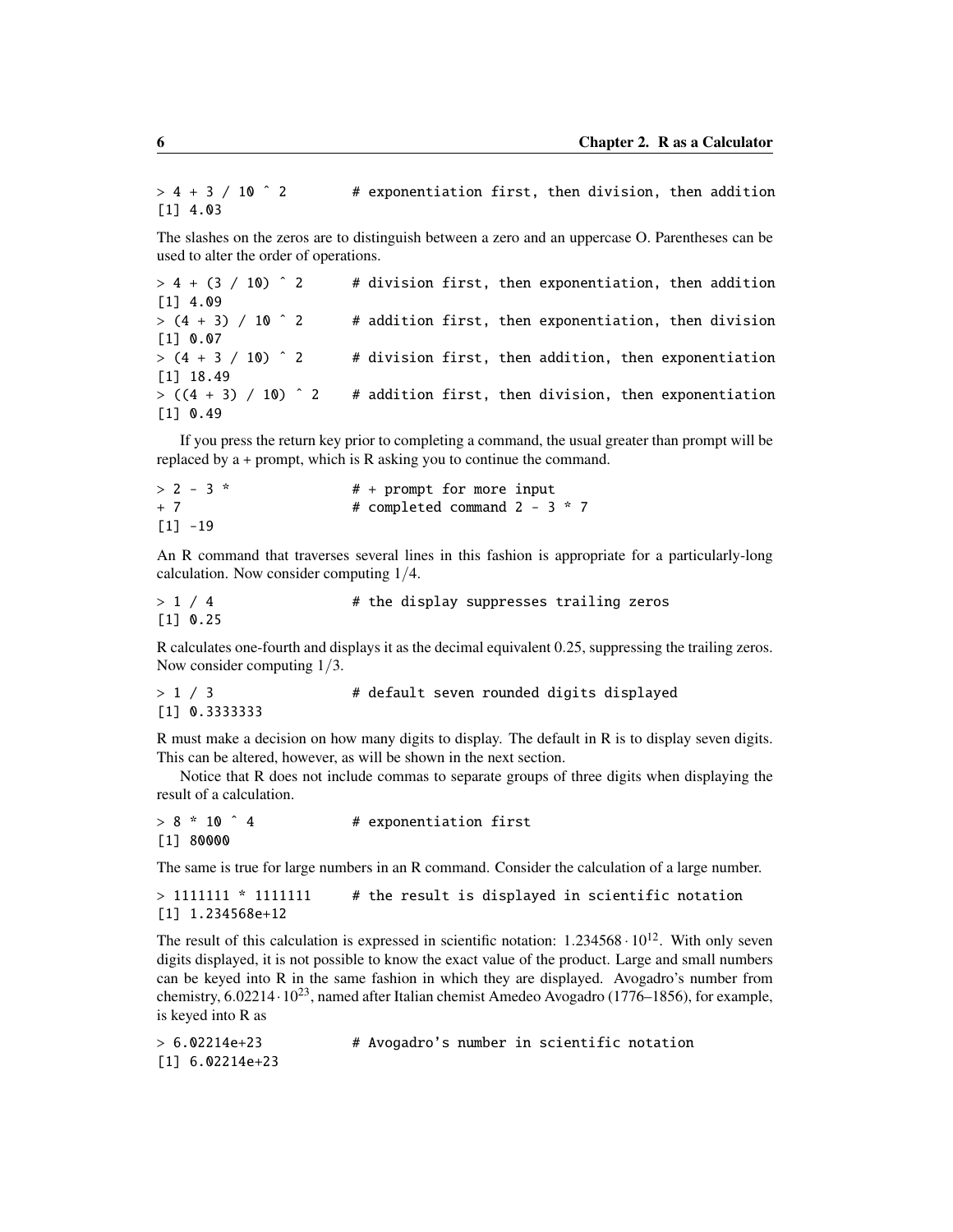```
> 4 + 3 / 10 ^ 2          # exponentiation first, then division, then addition
[1] 4.03
```

The slashes on the zeros are to distinguish between a zero and an uppercase O. Parentheses can be used to alter the order of operations.

```
> 4 + (3 / 10) ^ 2        # division first, then exponentiation, then addition
[1] 4.09
> (4 + 3) / 10 ^ 2        # addition first, then exponentiation, then division
[1] 0.07
> (4 + 3 / 10) ^ 2        # division first, then addition, then exponentiation
[1] 18.49
> ((4 + 3) / 10) ^ 2      # addition first, then division, then exponentiation
[1] 0.49
```

If you press the return key prior to completing a command, the usual greater than prompt will be replaced by a + prompt, which is R asking you to continue the command.

```
> 2 - 3 *                 # + prompt for more input
+ 7                       # completed command 2 - 3 * 7
[1] -19
```

An R command that traverses several lines in this fashion is appropriate for a particularly-long calculation. Now consider computing $1/4$.

```
> 1 / 4                   # the display suppresses trailing zeros
[1] 0.25
```

R calculates one-fourth and displays it as the decimal equivalent 0.25, suppressing the trailing zeros. Now consider computing $1/3$.

```
> 1 / 3                   # default seven rounded digits displayed
[1] 0.3333333
```

R must make a decision on how many digits to display. The default in R is to display seven digits. This can be altered, however, as will be shown in the next section.

Notice that R does not include commas to separate groups of three digits when displaying the result of a calculation.

```
> 8 * 10 ^ 4              # exponentiation first
[1] 80000
```

The same is true for large numbers in an R command. Consider the calculation of a large number.

```
> 1111111 * 1111111       # the result is displayed in scientific notation
[1] 1.234568e+12
```

The result of this calculation is expressed in scientific notation: $1.234568 \cdot 10^{12}$. With only seven digits displayed, it is not possible to know the exact value of the product. Large and small numbers can be keyed into R in the same fashion in which they are displayed. Avogadro's number from chemistry, $6.02214 \cdot 10^{23}$, named after Italian chemist Amedeo Avogadro (1776–1856), for example, is keyed into R as

```
> 6.02214e+23             # Avogadro's number in scientific notation
[1] 6.02214e+23
```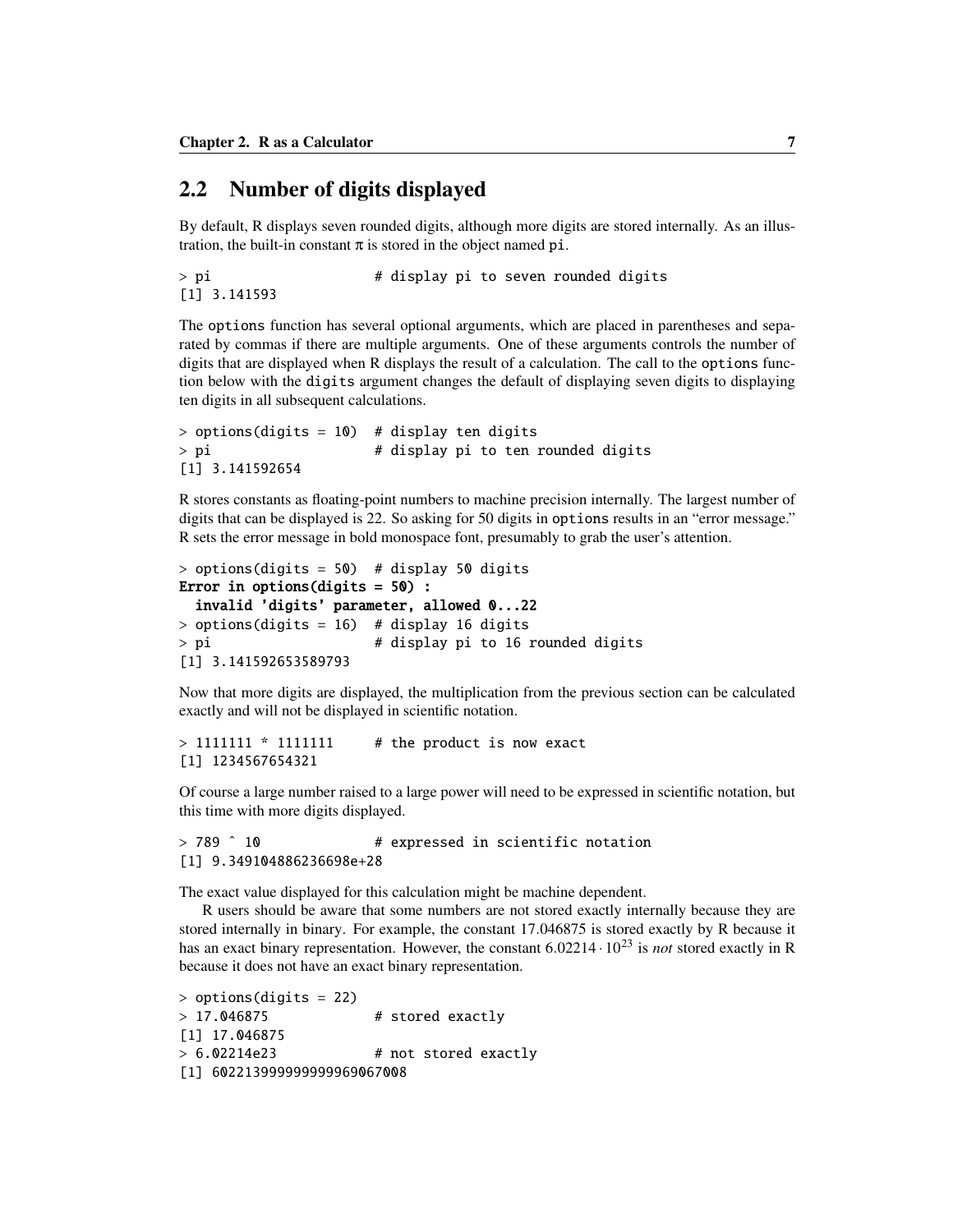## 2.2 Number of digits displayed

By default, R displays seven rounded digits, although more digits are stored internally. As an illustration, the built-in constant $\pi$ is stored in the object named `pi`.

```
> pi                    # display pi to seven rounded digits
[1] 3.141593
```

The `options` function has several optional arguments, which are placed in parentheses and separated by commas if there are multiple arguments. One of these arguments controls the number of digits that are displayed when R displays the result of a calculation. The call to the `options` function below with the `digits` argument changes the default of displaying seven digits to displaying ten digits in all subsequent calculations.

```
> options(digits = 10)  # display ten digits
> pi                    # display pi to ten rounded digits
[1] 3.141592654
```

R stores constants as floating-point numbers to machine precision internally. The largest number of digits that can be displayed is 22. So asking for 50 digits in `options` results in an "error message." R sets the error message in bold monospace font, presumably to grab the user's attention.

```
> options(digits = 50)  # display 50 digits
Error in options(digits = 50) :
  invalid 'digits' parameter, allowed 0...22
> options(digits = 16)  # display 16 digits
> pi                    # display pi to 16 rounded digits
[1] 3.141592653589793
```

Now that more digits are displayed, the multiplication from the previous section can be calculated exactly and will not be displayed in scientific notation.

```
> 1111111 * 1111111     # the product is now exact
[1] 1234567654321
```

Of course a large number raised to a large power will need to be expressed in scientific notation, but this time with more digits displayed.

```
> 789 ^ 10              # expressed in scientific notation
[1] 9.349104886236698e+28
```

The exact value displayed for this calculation might be machine dependent.

R users should be aware that some numbers are not stored exactly internally because they are stored internally in binary. For example, the constant 17.046875 is stored exactly by R because it has an exact binary representation. However, the constant $6.02214 \cdot 10^{23}$ is *not* stored exactly in R because it does not have an exact binary representation.

```
> options(digits = 22)
> 17.046875             # stored exactly
[1] 17.046875
> 6.02214e23            # not stored exactly
[1] 602213999999999969067008
```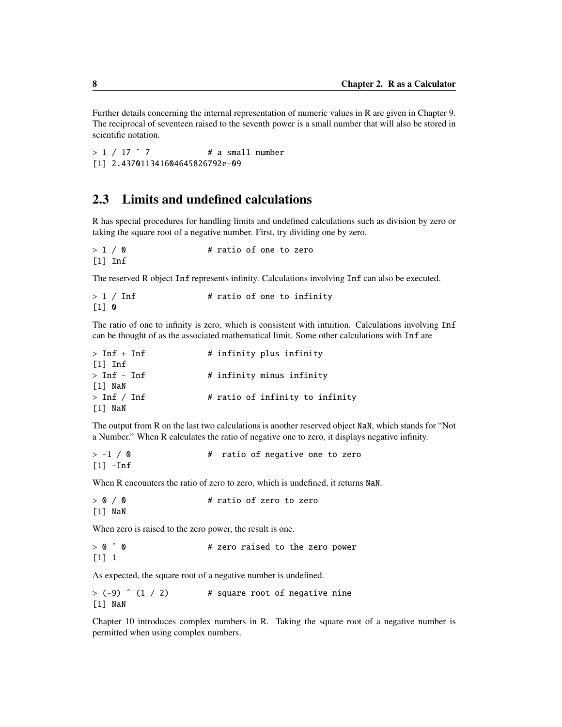Further details concerning the internal representation of numeric values in R are given in Chapter 9. The reciprocal of seventeen raised to the seventh power is a small number that will also be stored in scientific notation.

```
> 1 / 17 ^ 7            # a small number
[1] 2.437011341604645826792e-09
```

## 2.3 Limits and undefined calculations

R has special procedures for handling limits and undefined calculations such as division by zero or taking the square root of a negative number. First, try dividing one by zero.

```
> 1 / 0                 # ratio of one to zero
[1] Inf
```

The reserved R object `Inf` represents infinity. Calculations involving `Inf` can also be executed.

```
> 1 / Inf               # ratio of one to infinity
[1] 0
```

The ratio of one to infinity is zero, which is consistent with intuition. Calculations involving `Inf` can be thought of as the associated mathematical limit. Some other calculations with `Inf` are

```
> Inf + Inf             # infinity plus infinity
[1] Inf
> Inf - Inf             # infinity minus infinity
[1] NaN
> Inf / Inf             # ratio of infinity to infinity
[1] NaN
```

The output from R on the last two calculations is another reserved object `NaN`, which stands for "Not a Number." When R calculates the ratio of negative one to zero, it displays negative infinity.

```
> -1 / 0                #  ratio of negative one to zero
[1] -Inf
```

When R encounters the ratio of zero to zero, which is undefined, it returns `NaN`.

```
> 0 / 0                 # ratio of zero to zero
[1] NaN
```

When zero is raised to the zero power, the result is one.

```
> 0 ^ 0                 # zero raised to the zero power
[1] 1
```

As expected, the square root of a negative number is undefined.

```
> (-9) ^ (1 / 2)        # square root of negative nine
[1] NaN
```

Chapter 10 introduces complex numbers in R. Taking the square root of a negative number is permitted when using complex numbers.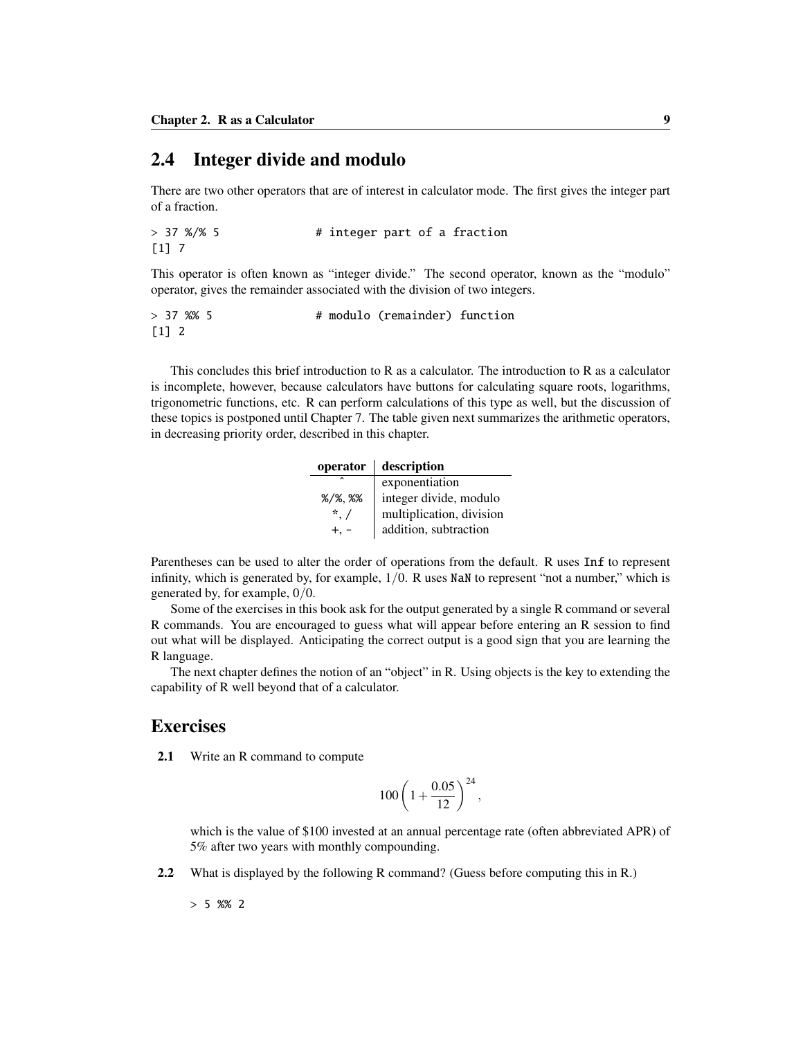## 2.4 Integer divide and modulo

There are two other operators that are of interest in calculator mode. The first gives the integer part of a fraction.

```
> 37 %/% 5              # integer part of a fraction
[1] 7
```

This operator is often known as "integer divide." The second operator, known as the "modulo" operator, gives the remainder associated with the division of two integers.

```
> 37 %% 5               # modulo (remainder) function
[1] 2
```

This concludes this brief introduction to R as a calculator. The introduction to R as a calculator is incomplete, however, because calculators have buttons for calculating square roots, logarithms, trigonometric functions, etc. R can perform calculations of this type as well, but the discussion of these topics is postponed until Chapter 7. The table given next summarizes the arithmetic operators, in decreasing priority order, described in this chapter.

| operator | description |
|---|---|
| ^ | exponentiation |
| %/%, %% | integer divide, modulo |
| *, / | multiplication, division |
| +, - | addition, subtraction |

Parentheses can be used to alter the order of operations from the default. R uses `Inf` to represent infinity, which is generated by, for example, $1/0$. R uses `NaN` to represent "not a number," which is generated by, for example, $0/0$.

Some of the exercises in this book ask for the output generated by a single R command or several R commands. You are encouraged to guess what will appear before entering an R session to find out what will be displayed. Anticipating the correct output is a good sign that you are learning the R language.

The next chapter defines the notion of an "object" in R. Using objects is the key to extending the capability of R well beyond that of a calculator.

## Exercises

**2.1** Write an R command to compute

$$100\left(1+\frac{0.05}{12}\right)^{24},$$

which is the value of $100 invested at an annual percentage rate (often abbreviated APR) of 5% after two years with monthly compounding.

**2.2** What is displayed by the following R command? (Guess before computing this in R.)

```
> 5 %% 2
```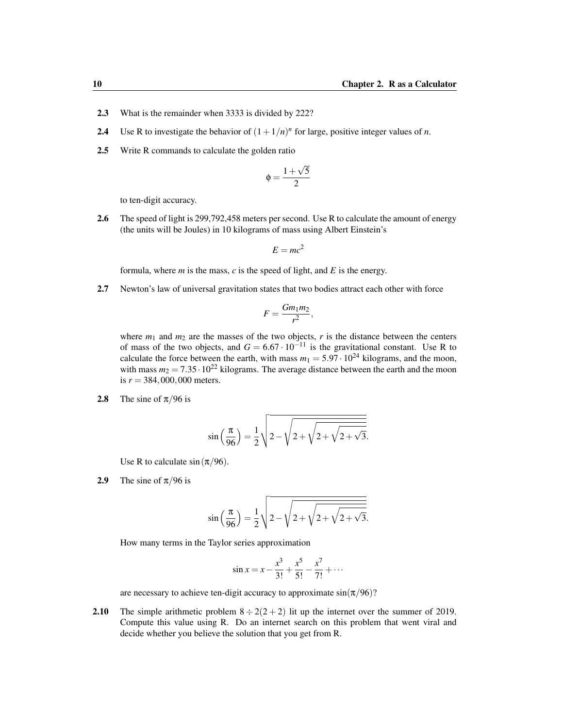**2.3** What is the remainder when 3333 is divided by 222?

**2.4** Use R to investigate the behavior of $(1+1/n)^n$ for large, positive integer values of $n$.

**2.5** Write R commands to calculate the golden ratio

$$\phi = \frac{1+\sqrt{5}}{2}$$

to ten-digit accuracy.

**2.6** The speed of light is 299,792,458 meters per second. Use R to calculate the amount of energy (the units will be Joules) in 10 kilograms of mass using Albert Einstein's

$$E = mc^2$$

formula, where $m$ is the mass, $c$ is the speed of light, and $E$ is the energy.

**2.7** Newton's law of universal gravitation states that two bodies attract each other with force

$$F = \frac{Gm_1m_2}{r^2},$$

where $m_1$ and $m_2$ are the masses of the two objects, $r$ is the distance between the centers of mass of the two objects, and $G = 6.67 \cdot 10^{-11}$ is the gravitational constant. Use R to calculate the force between the earth, with mass $m_1 = 5.97 \cdot 10^{24}$ kilograms, and the moon, with mass $m_2 = 7.35 \cdot 10^{22}$ kilograms. The average distance between the earth and the moon is $r = 384{,}000{,}000$ meters.

**2.8** The sine of $\pi/96$ is

$$\sin\left(\frac{\pi}{96}\right) = \frac{1}{2}\sqrt{2-\sqrt{2+\sqrt{2+\sqrt{2+\sqrt{3}}}}}.$$

Use R to calculate $\sin(\pi/96)$.

**2.9** The sine of $\pi/96$ is

$$\sin\left(\frac{\pi}{96}\right) = \frac{1}{2}\sqrt{2-\sqrt{2+\sqrt{2+\sqrt{2+\sqrt{3}}}}}.$$

How many terms in the Taylor series approximation

$$\sin x = x - \frac{x^3}{3!} + \frac{x^5}{5!} - \frac{x^7}{7!} + \cdots$$

are necessary to achieve ten-digit accuracy to approximate $\sin(\pi/96)$?

**2.10** The simple arithmetic problem $8 \div 2(2+2)$ lit up the internet over the summer of 2019. Compute this value using R. Do an internet search on this problem that went viral and decide whether you believe the solution that you get from R.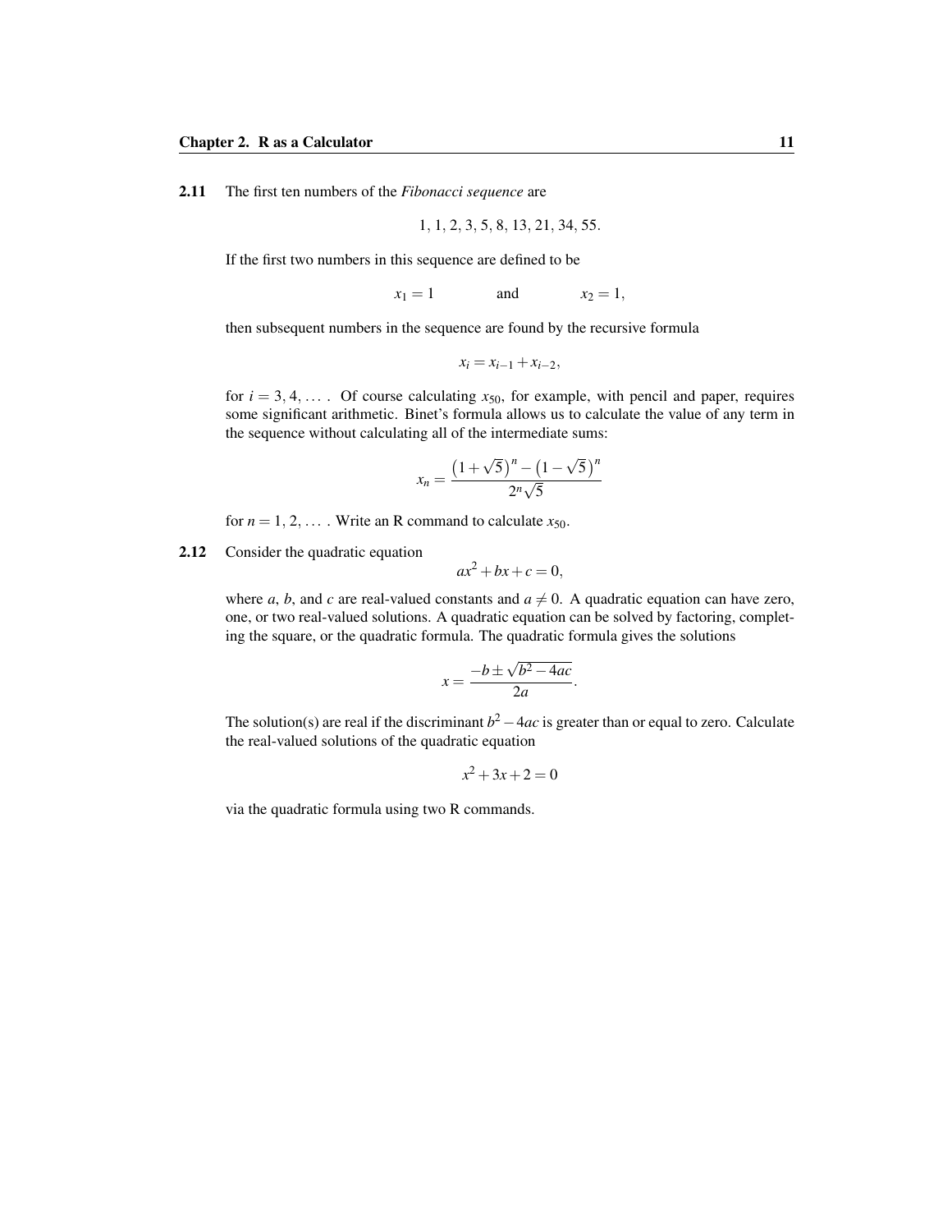**2.11** The first ten numbers of the *Fibonacci sequence* are

$$1, 1, 2, 3, 5, 8, 13, 21, 34, 55.$$

If the first two numbers in this sequence are defined to be

$$x_1 = 1 \qquad \text{and} \qquad x_2 = 1,$$

then subsequent numbers in the sequence are found by the recursive formula

$$x_i = x_{i-1} + x_{i-2},$$

for $i = 3, 4, \ldots$ . Of course calculating $x_{50}$, for example, with pencil and paper, requires some significant arithmetic. Binet's formula allows us to calculate the value of any term in the sequence without calculating all of the intermediate sums:

$$x_n = \frac{\left(1+\sqrt{5}\right)^n - \left(1-\sqrt{5}\right)^n}{2^n\sqrt{5}}$$

for $n = 1, 2, \ldots$ . Write an R command to calculate $x_{50}$.

**2.12** Consider the quadratic equation

$$ax^2 + bx + c = 0,$$

where $a$, $b$, and $c$ are real-valued constants and $a \neq 0$. A quadratic equation can have zero, one, or two real-valued solutions. A quadratic equation can be solved by factoring, completing the square, or the quadratic formula. The quadratic formula gives the solutions

$$x = \frac{-b \pm \sqrt{b^2 - 4ac}}{2a}.$$

The solution(s) are real if the discriminant $b^2 - 4ac$ is greater than or equal to zero. Calculate the real-valued solutions of the quadratic equation

$$x^2 + 3x + 2 = 0$$

via the quadratic formula using two R commands.